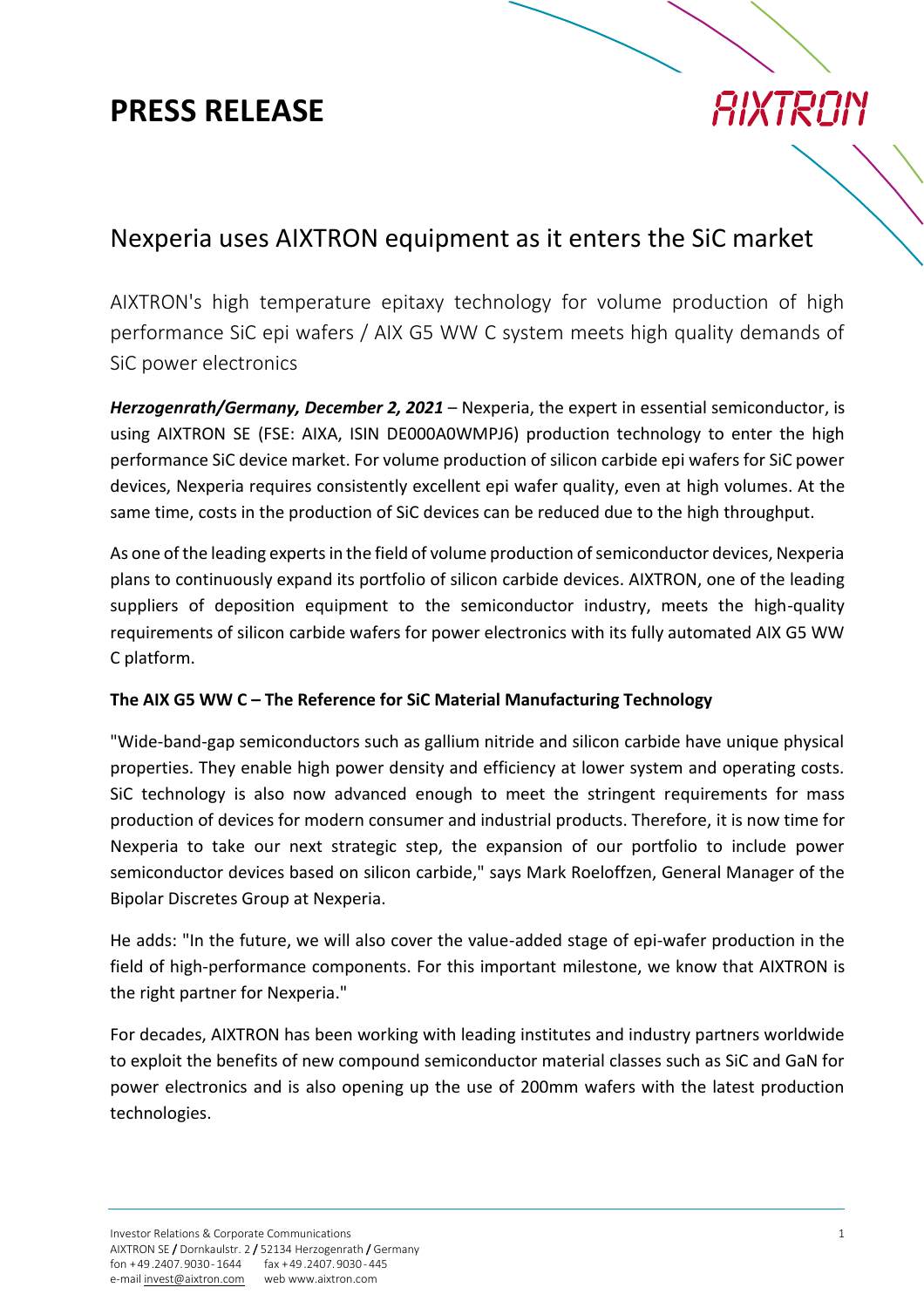# PRESS RELEASE

## Nexperia uses AIXTRON equipment as it enters the SiC market

AIXTRON's high temperature epitaxy technology for volume production of high performance SiC epi wafers / AIX G5 WW C system meets high quality demands of SiC power electronics

***Herzogenrath/Germany, December 2, 2021*** – Nexperia, the expert in essential semiconductor, is using AIXTRON SE (FSE: AIXA, ISIN DE000A0WMPJ6) production technology to enter the high performance SiC device market. For volume production of silicon carbide epi wafers for SiC power devices, Nexperia requires consistently excellent epi wafer quality, even at high volumes. At the same time, costs in the production of SiC devices can be reduced due to the high throughput.

As one of the leading experts in the field of volume production of semiconductor devices, Nexperia plans to continuously expand its portfolio of silicon carbide devices. AIXTRON, one of the leading suppliers of deposition equipment to the semiconductor industry, meets the high-quality requirements of silicon carbide wafers for power electronics with its fully automated AIX G5 WW C platform.

**The AIX G5 WW C – The Reference for SiC Material Manufacturing Technology**

"Wide-band-gap semiconductors such as gallium nitride and silicon carbide have unique physical properties. They enable high power density and efficiency at lower system and operating costs. SiC technology is also now advanced enough to meet the stringent requirements for mass production of devices for modern consumer and industrial products. Therefore, it is now time for Nexperia to take our next strategic step, the expansion of our portfolio to include power semiconductor devices based on silicon carbide," says Mark Roeloffzen, General Manager of the Bipolar Discretes Group at Nexperia.

He adds: "In the future, we will also cover the value-added stage of epi-wafer production in the field of high-performance components. For this important milestone, we know that AIXTRON is the right partner for Nexperia."

For decades, AIXTRON has been working with leading institutes and industry partners worldwide to exploit the benefits of new compound semiconductor material classes such as SiC and GaN for power electronics and is also opening up the use of 200mm wafers with the latest production technologies.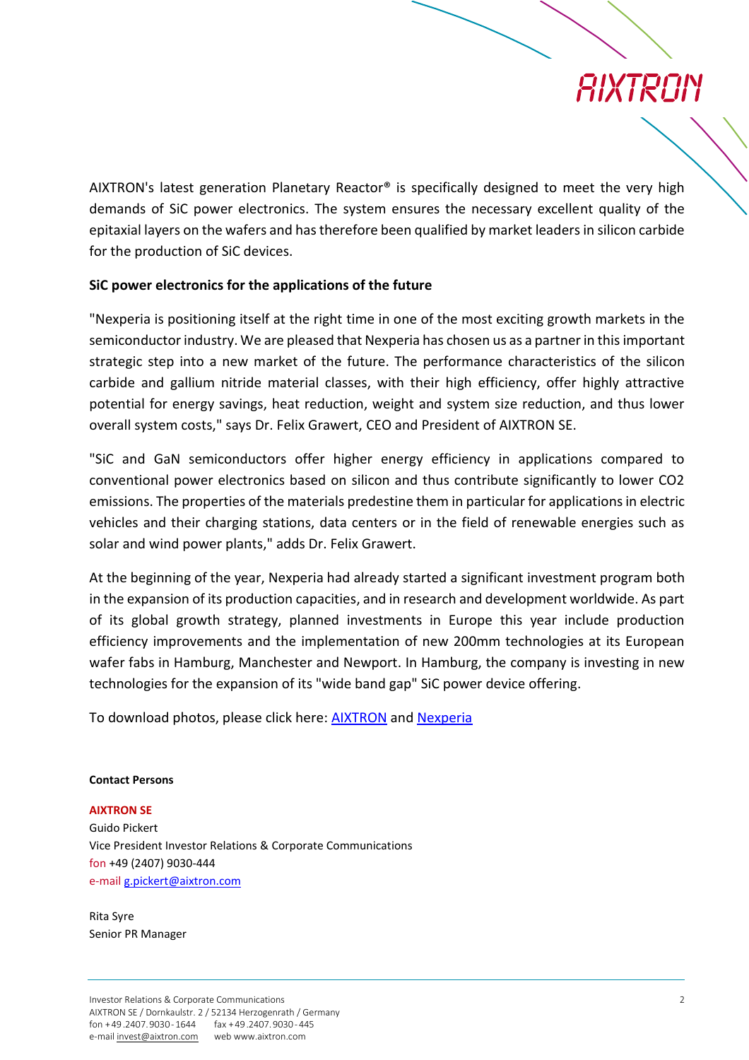AIXTRON's latest generation Planetary Reactor® is specifically designed to meet the very high demands of SiC power electronics. The system ensures the necessary excellent quality of the epitaxial layers on the wafers and has therefore been qualified by market leaders in silicon carbide for the production of SiC devices.

**SiC power electronics for the applications of the future**

"Nexperia is positioning itself at the right time in one of the most exciting growth markets in the semiconductor industry. We are pleased that Nexperia has chosen us as a partner in this important strategic step into a new market of the future. The performance characteristics of the silicon carbide and gallium nitride material classes, with their high efficiency, offer highly attractive potential for energy savings, heat reduction, weight and system size reduction, and thus lower overall system costs," says Dr. Felix Grawert, CEO and President of AIXTRON SE.

"SiC and GaN semiconductors offer higher energy efficiency in applications compared to conventional power electronics based on silicon and thus contribute significantly to lower $CO_2$ emissions. The properties of the materials predestine them in particular for applications in electric vehicles and their charging stations, data centers or in the field of renewable energies such as solar and wind power plants," adds Dr. Felix Grawert.

At the beginning of the year, Nexperia had already started a significant investment program both in the expansion of its production capacities, and in research and development worldwide. As part of its global growth strategy, planned investments in Europe this year include production efficiency improvements and the implementation of new 200mm technologies at its European wafer fabs in Hamburg, Manchester and Newport. In Hamburg, the company is investing in new technologies for the expansion of its "wide band gap" SiC power device offering.

To download photos, please click here: AIXTRON and Nexperia

**Contact Persons**

**AIXTRON SE**
Guido Pickert
Vice President Investor Relations & Corporate Communications
fon +49 (2407) 9030-444
e-mail g.pickert@aixtron.com

Rita Syre
Senior PR Manager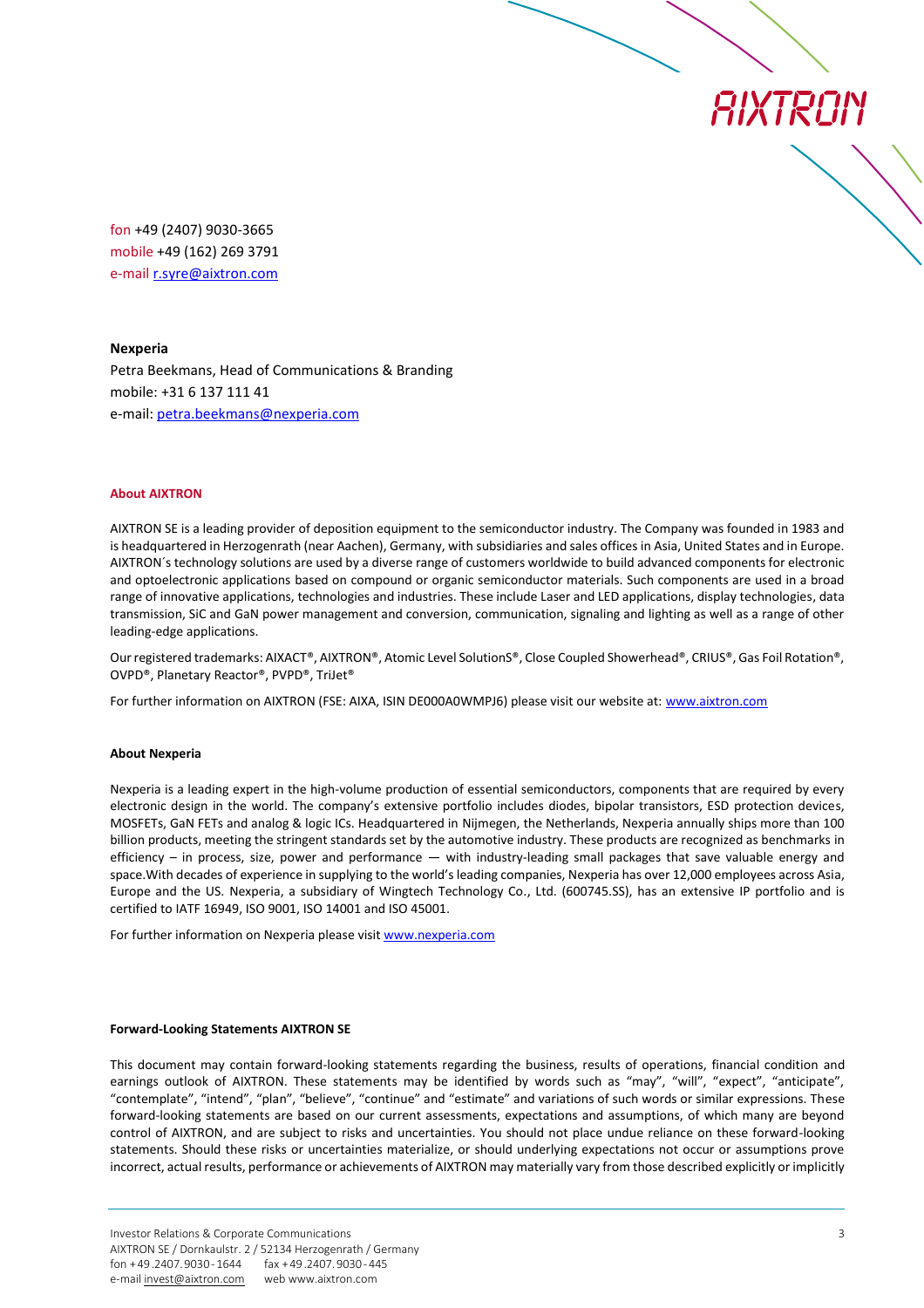fon +49 (2407) 9030-3665
mobile +49 (162) 269 3791
e-mail r.syre@aixtron.com

**Nexperia**
Petra Beekmans, Head of Communications & Branding
mobile: +31 6 137 111 41
e-mail: petra.beekmans@nexperia.com

**About AIXTRON**

AIXTRON SE is a leading provider of deposition equipment to the semiconductor industry. The Company was founded in 1983 and is headquartered in Herzogenrath (near Aachen), Germany, with subsidiaries and sales offices in Asia, United States and in Europe. AIXTRON´s technology solutions are used by a diverse range of customers worldwide to build advanced components for electronic and optoelectronic applications based on compound or organic semiconductor materials. Such components are used in a broad range of innovative applications, technologies and industries. These include Laser and LED applications, display technologies, data transmission, SiC and GaN power management and conversion, communication, signaling and lighting as well as a range of other leading-edge applications.

Our registered trademarks: AIXACT®, AIXTRON®, Atomic Level SolutionS®, Close Coupled Showerhead®, CRIUS®, Gas Foil Rotation®, OVPD®, Planetary Reactor®, PVPD®, TriJet®

For further information on AIXTRON (FSE: AIXA, ISIN DE000A0WMPJ6) please visit our website at: www.aixtron.com

**About Nexperia**

Nexperia is a leading expert in the high-volume production of essential semiconductors, components that are required by every electronic design in the world. The company's extensive portfolio includes diodes, bipolar transistors, ESD protection devices, MOSFETs, GaN FETs and analog & logic ICs. Headquartered in Nijmegen, the Netherlands, Nexperia annually ships more than 100 billion products, meeting the stringent standards set by the automotive industry. These products are recognized as benchmarks in efficiency – in process, size, power and performance — with industry-leading small packages that save valuable energy and space.With decades of experience in supplying to the world's leading companies, Nexperia has over 12,000 employees across Asia, Europe and the US. Nexperia, a subsidiary of Wingtech Technology Co., Ltd. (600745.SS), has an extensive IP portfolio and is certified to IATF 16949, ISO 9001, ISO 14001 and ISO 45001.

For further information on Nexperia please visit www.nexperia.com

**Forward-Looking Statements AIXTRON SE**

This document may contain forward-looking statements regarding the business, results of operations, financial condition and earnings outlook of AIXTRON. These statements may be identified by words such as "may", "will", "expect", "anticipate", "contemplate", "intend", "plan", "believe", "continue" and "estimate" and variations of such words or similar expressions. These forward-looking statements are based on our current assessments, expectations and assumptions, of which many are beyond control of AIXTRON, and are subject to risks and uncertainties. You should not place undue reliance on these forward-looking statements. Should these risks or uncertainties materialize, or should underlying expectations not occur or assumptions prove incorrect, actual results, performance or achievements of AIXTRON may materially vary from those described explicitly or implicitly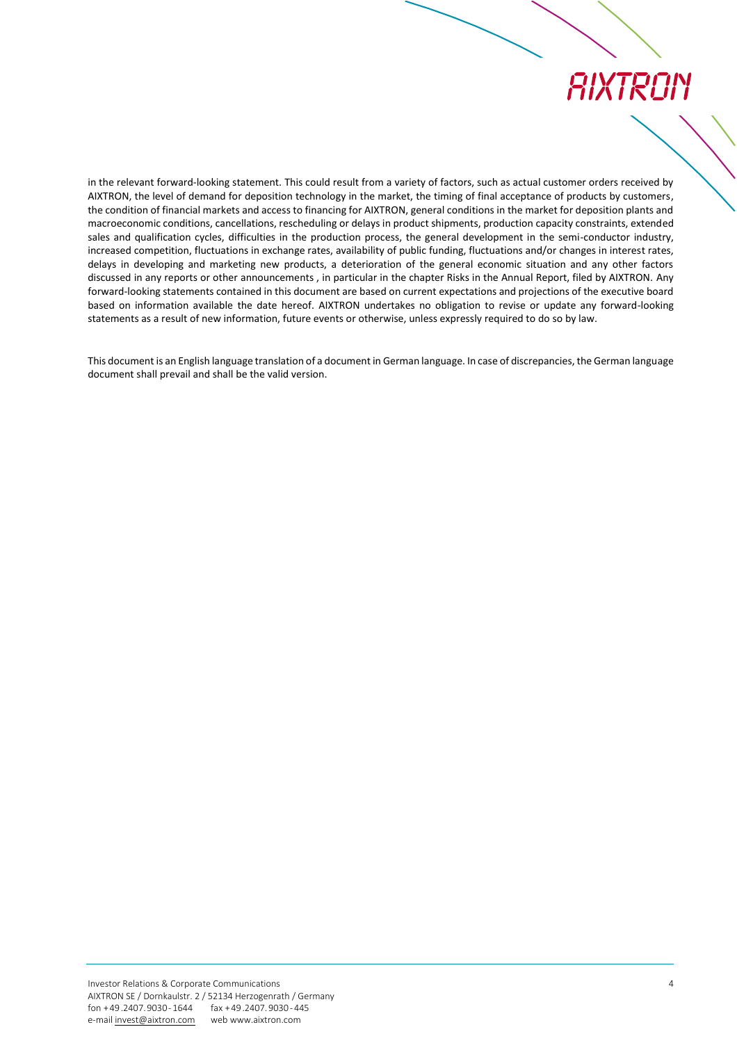in the relevant forward-looking statement. This could result from a variety of factors, such as actual customer orders received by AIXTRON, the level of demand for deposition technology in the market, the timing of final acceptance of products by customers, the condition of financial markets and access to financing for AIXTRON, general conditions in the market for deposition plants and macroeconomic conditions, cancellations, rescheduling or delays in product shipments, production capacity constraints, extended sales and qualification cycles, difficulties in the production process, the general development in the semi-conductor industry, increased competition, fluctuations in exchange rates, availability of public funding, fluctuations and/or changes in interest rates, delays in developing and marketing new products, a deterioration of the general economic situation and any other factors discussed in any reports or other announcements , in particular in the chapter Risks in the Annual Report, filed by AIXTRON. Any forward-looking statements contained in this document are based on current expectations and projections of the executive board based on information available the date hereof. AIXTRON undertakes no obligation to revise or update any forward-looking statements as a result of new information, future events or otherwise, unless expressly required to do so by law.

This document is an English language translation of a document in German language. In case of discrepancies, the German language document shall prevail and shall be the valid version.

Investor Relations & Corporate Communications
AIXTRON SE / Dornkaulstr. 2 / 52134 Herzogenrath / Germany
fon +49.2407.9030-1644 fax +49.2407.9030-445
e-mail invest@aixtron.com web www.aixtron.com